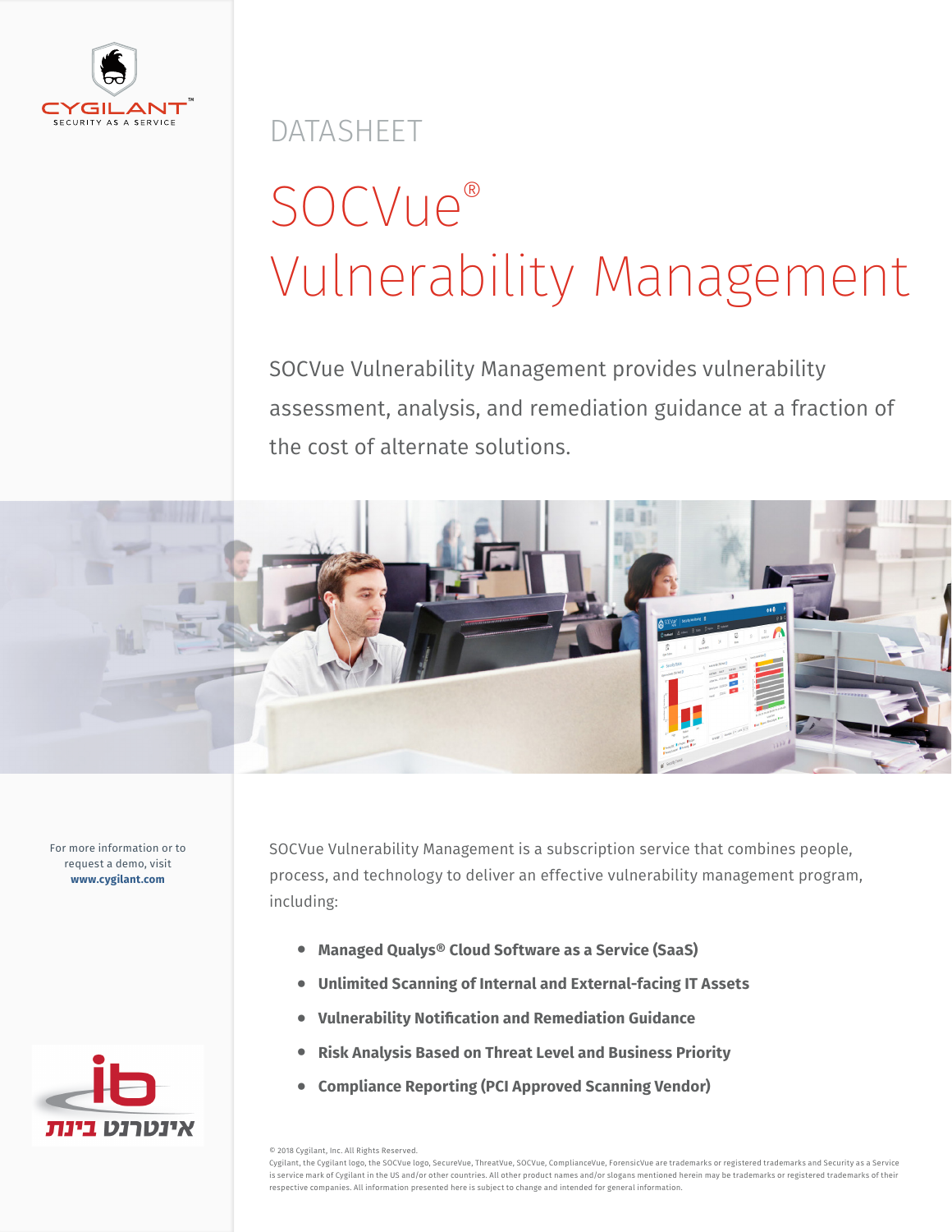CYGILANT™
SECURITY AS A SERVICE

DATASHEET

# SOCVue® Vulnerability Management

SOCVue Vulnerability Management provides vulnerability assessment, analysis, and remediation guidance at a fraction of the cost of alternate solutions.

For more information or to request a demo, visit **www.cygilant.com**

SOCVue Vulnerability Management is a subscription service that combines people, process, and technology to deliver an effective vulnerability management program, including:

- **Managed Qualys® Cloud Software as a Service (SaaS)**
- **Unlimited Scanning of Internal and External-facing IT Assets**
- **Vulnerability Notification and Remediation Guidance**
- **Risk Analysis Based on Threat Level and Business Priority**
- **Compliance Reporting (PCI Approved Scanning Vendor)**

ib
אינטרנט בינת

© 2018 Cygilant, Inc. All Rights Reserved.
Cygilant, the Cygilant logo, the SOCVue logo, SecureVue, ThreatVue, SOCVue, ComplianceVue, ForensicVue are trademarks or registered trademarks and Security as a Service is service mark of Cygilant in the US and/or other countries. All other product names and/or slogans mentioned herein may be trademarks or registered trademarks of their respective companies. All information presented here is subject to change and intended for general information.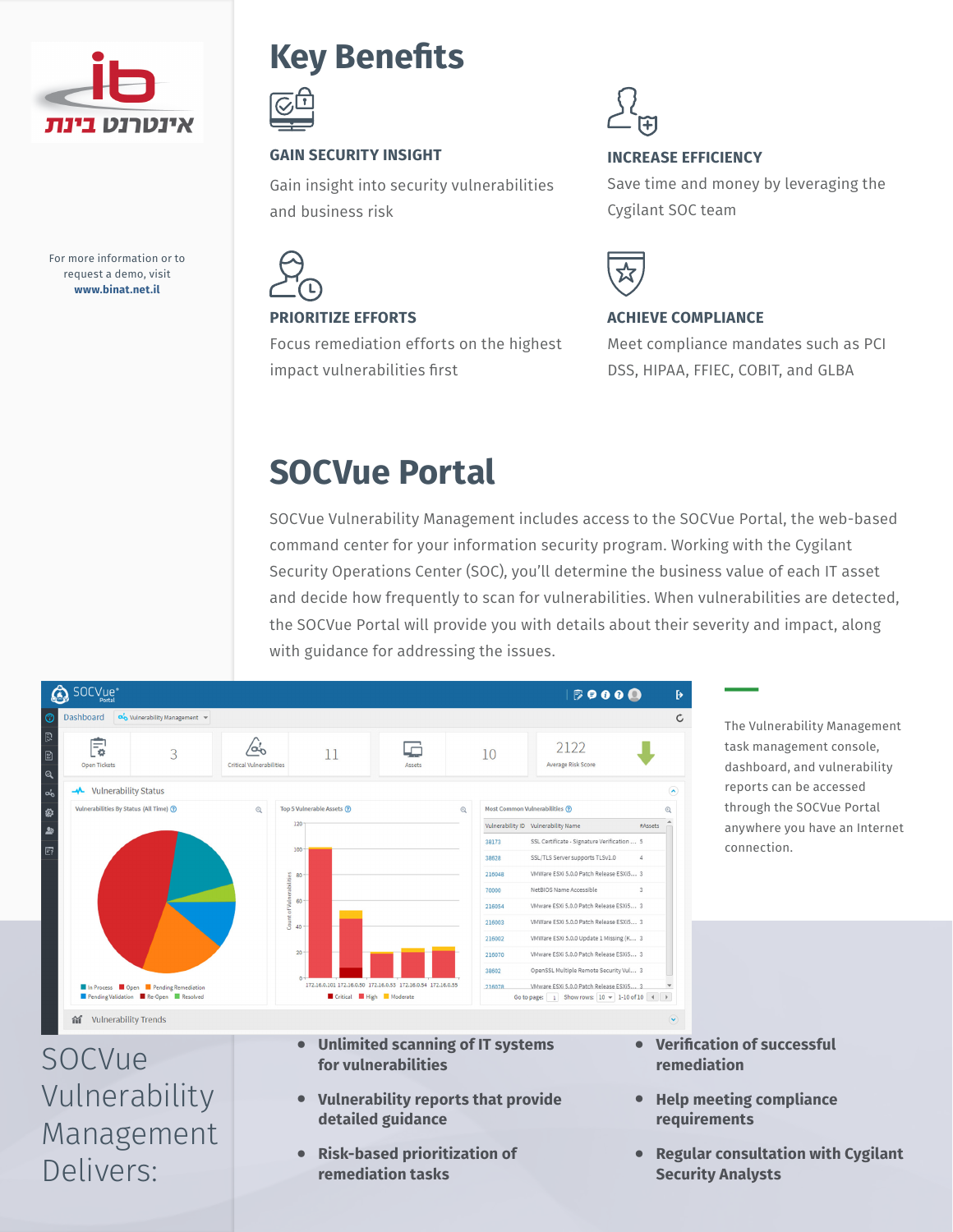איגרטט בינת

For more information or to request a demo, visit **www.binat.net.il**

# Key Benefits

### GAIN SECURITY INSIGHT

Gain insight into security vulnerabilities and business risk

### INCREASE EFFICIENCY

Save time and money by leveraging the Cygilant SOC team

### PRIORITIZE EFFORTS

Focus remediation efforts on the highest impact vulnerabilities first

### ACHIEVE COMPLIANCE

Meet compliance mandates such as PCI DSS, HIPAA, FFIEC, COBIT, and GLBA

# SOCVue Portal

SOCVue Vulnerability Management includes access to the SOCVue Portal, the web-based command center for your information security program. Working with the Cygilant Security Operations Center (SOC), you'll determine the business value of each IT asset and decide how frequently to scan for vulnerabilities. When vulnerabilities are detected, the SOCVue Portal will provide you with details about their severity and impact, along with guidance for addressing the issues.

The Vulnerability Management task management console, dashboard, and vulnerability reports can be accessed through the SOCVue Portal anywhere you have an Internet connection.

## SOCVue Vulnerability Management Delivers:

- **Unlimited scanning of IT systems for vulnerabilities**
- **Vulnerability reports that provide detailed guidance**
- **Risk-based prioritization of remediation tasks**
- **Verification of successful remediation**
- **Help meeting compliance requirements**
- **Regular consultation with Cygilant Security Analysts**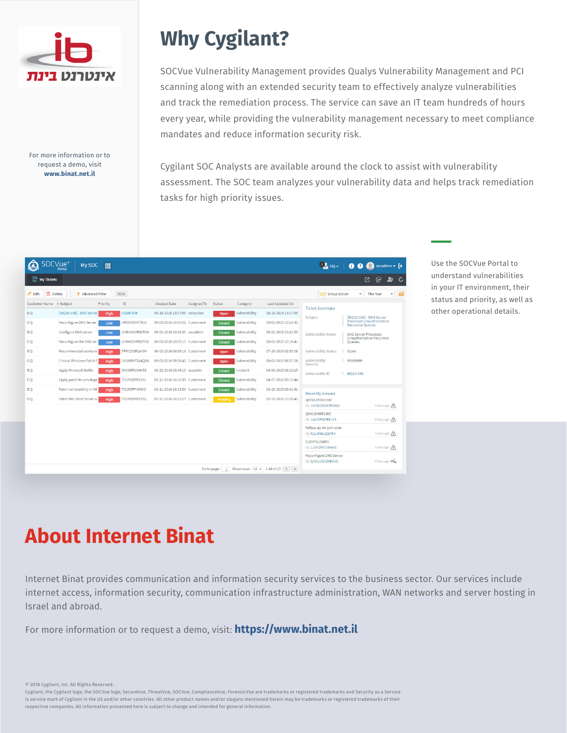אינטרנט בינת

For more information or to request a demo, visit **www.binat.net.il**

# Why Cygilant?

SOCVue Vulnerability Management provides Qualys Vulnerability Management and PCI scanning along with an extended security team to effectively analyze vulnerabilities and track the remediation process. The service can save an IT team hundreds of hours every year, while providing the vulnerability management necessary to meet compliance mandates and reduce information security risk.

Cygilant SOC Analysts are available around the clock to assist with vulnerability assessment. The SOC team analyzes your vulnerability data and helps track remediation tasks for high priority issues.

Use the SOCVue Portal to understand vulnerabilities in your IT environment, their status and priority, as well as other operational details.

# About Internet Binat

Internet Binat provides communication and information security services to the business sector. Our services include internet access, information security, communication infrastructure administration, WAN networks and server hosting in Israel and abroad.

For more information or to request a demo, visit: **https://www.binat.net.il**

© 2018 Cygilant, Inc. All Rights Reserved.
Cygilant, the Cygilant logo, the SOCVue logo, SecureVue, ThreatVue, SOCVue, ComplianceVue, ForensicVue are trademarks or registered trademarks and Security as a Service is service mark of Cygilant in the US and/or other countries. All other product names and/or slogans mentioned herein may be trademarks or registered trademarks of their respective companies. All information presented here is subject to change and intended for general information.